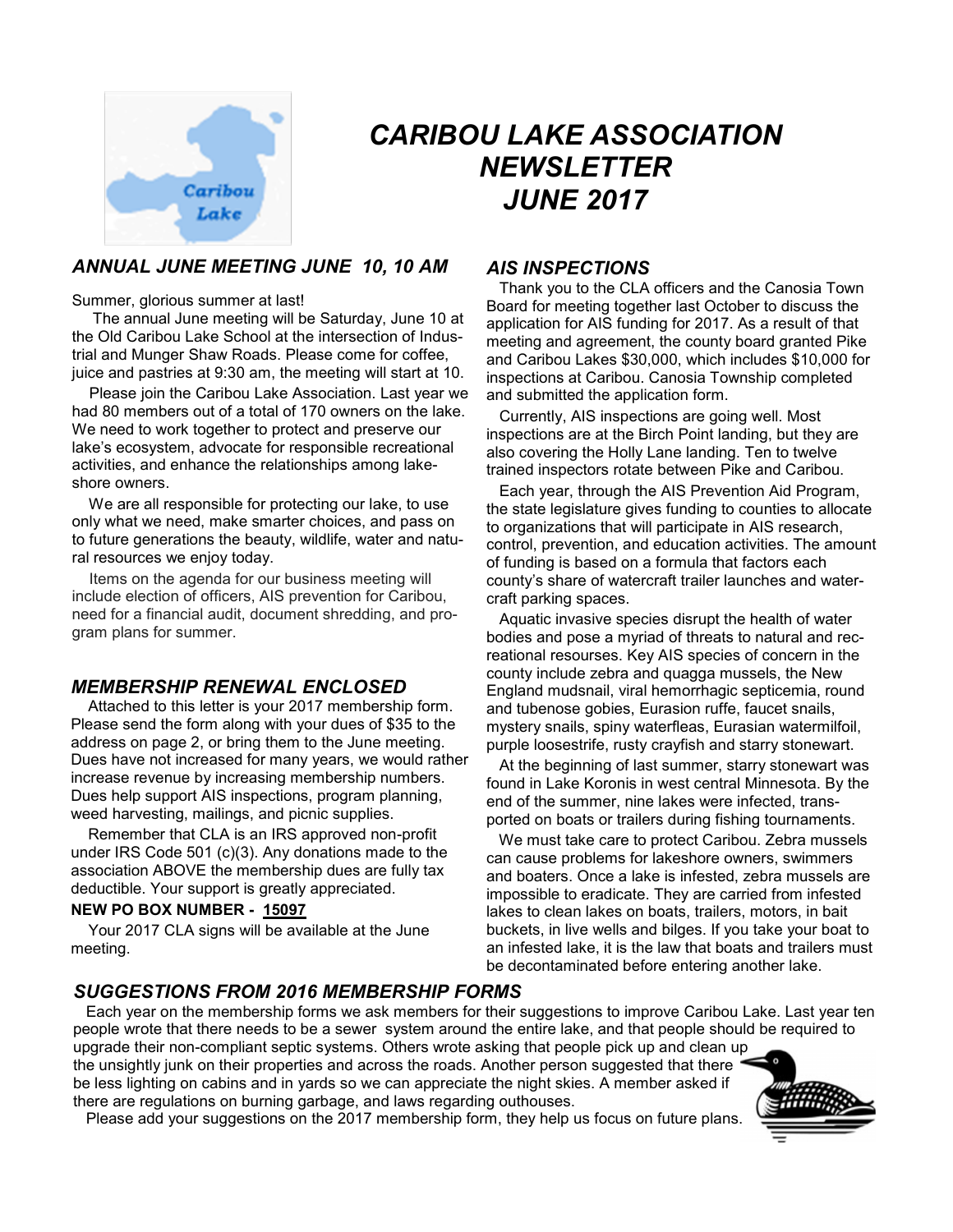# CARIBOU LAKE ASSOCIATION NEWSLETTER JUNE 2017

## ANNUAL JUNE MEETING JUNE 10, 10 AM

Summer, glorious summer at last!

The annual June meeting will be Saturday, June 10 at the Old Caribou Lake School at the intersection of Industrial and Munger Shaw Roads. Please come for coffee, juice and pastries at 9:30 am, the meeting will start at 10.

Please join the Caribou Lake Association. Last year we had 80 members out of a total of 170 owners on the lake. We need to work together to protect and preserve our lake's ecosystem, advocate for responsible recreational activities, and enhance the relationships among lakeshore owners.

We are all responsible for protecting our lake, to use only what we need, make smarter choices, and pass on to future generations the beauty, wildlife, water and natural resources we enjoy today.

Items on the agenda for our business meeting will include election of officers, AIS prevention for Caribou, need for a financial audit, document shredding, and program plans for summer.

## MEMBERSHIP RENEWAL ENCLOSED

Attached to this letter is your 2017 membership form. Please send the form along with your dues of $35 to the address on page 2, or bring them to the June meeting. Dues have not increased for many years, we would rather increase revenue by increasing membership numbers. Dues help support AIS inspections, program planning, weed harvesting, mailings, and picnic supplies.

Remember that CLA is an IRS approved non-profit under IRS Code 501 (c)(3). Any donations made to the association ABOVE the membership dues are fully tax deductible. Your support is greatly appreciated.

**NEW PO BOX NUMBER - 15097**

Your 2017 CLA signs will be available at the June meeting.

## AIS INSPECTIONS

Thank you to the CLA officers and the Canosia Town Board for meeting together last October to discuss the application for AIS funding for 2017. As a result of that meeting and agreement, the county board granted Pike and Caribou Lakes $30,000, which includes $10,000 for inspections at Caribou. Canosia Township completed and submitted the application form.

Currently, AIS inspections are going well. Most inspections are at the Birch Point landing, but they are also covering the Holly Lane landing. Ten to twelve trained inspectors rotate between Pike and Caribou.

Each year, through the AIS Prevention Aid Program, the state legislature gives funding to counties to allocate to organizations that will participate in AIS research, control, prevention, and education activities. The amount of funding is based on a formula that factors each county's share of watercraft trailer launches and watercraft parking spaces.

Aquatic invasive species disrupt the health of water bodies and pose a myriad of threats to natural and recreational resourses. Key AIS species of concern in the county include zebra and quagga mussels, the New England mudsnail, viral hemorrhagic septicemia, round and tubenose gobies, Eurasion ruffe, faucet snails, mystery snails, spiny waterfleas, Eurasian watermilfoil, purple loosestrife, rusty crayfish and starry stonewart.

At the beginning of last summer, starry stonewart was found in Lake Koronis in west central Minnesota. By the end of the summer, nine lakes were infected, transported on boats or trailers during fishing tournaments.

We must take care to protect Caribou. Zebra mussels can cause problems for lakeshore owners, swimmers and boaters. Once a lake is infested, zebra mussels are impossible to eradicate. They are carried from infested lakes to clean lakes on boats, trailers, motors, in bait buckets, in live wells and bilges. If you take your boat to an infested lake, it is the law that boats and trailers must be decontaminated before entering another lake.

## SUGGESTIONS FROM 2016 MEMBERSHIP FORMS

Each year on the membership forms we ask members for their suggestions to improve Caribou Lake. Last year ten people wrote that there needs to be a sewer system around the entire lake, and that people should be required to upgrade their non-compliant septic systems. Others wrote asking that people pick up and clean up the unsightly junk on their properties and across the roads. Another person suggested that there be less lighting on cabins and in yards so we can appreciate the night skies. A member asked if there are regulations on burning garbage, and laws regarding outhouses.

Please add your suggestions on the 2017 membership form, they help us focus on future plans.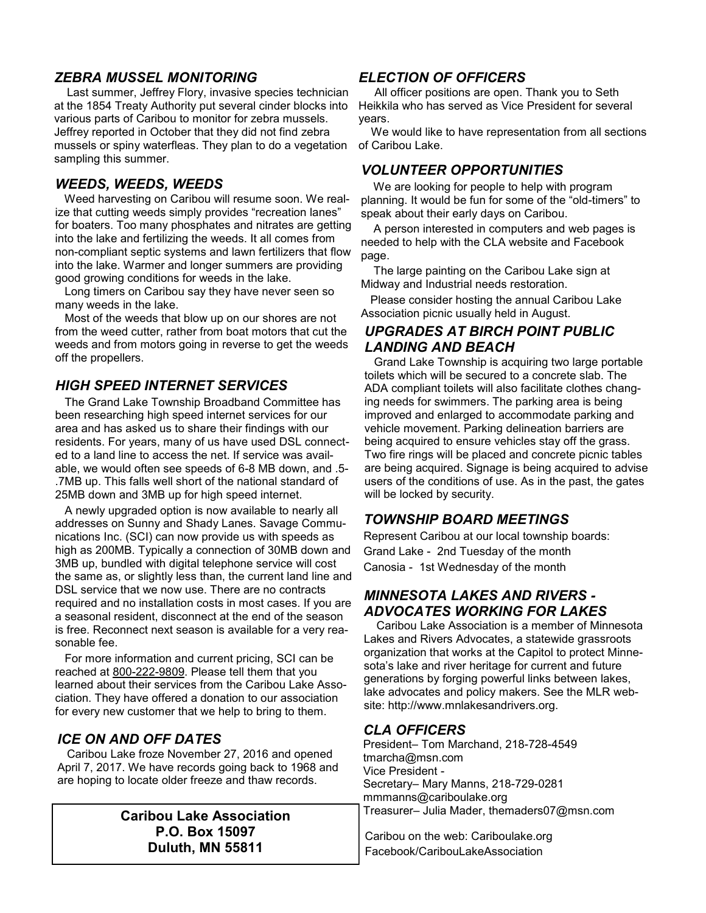## *ZEBRA MUSSEL MONITORING*

Last summer, Jeffrey Flory, invasive species technician at the 1854 Treaty Authority put several cinder blocks into various parts of Caribou to monitor for zebra mussels. Jeffrey reported in October that they did not find zebra mussels or spiny waterfleas. They plan to do a vegetation sampling this summer.

## *WEEDS, WEEDS, WEEDS*

Weed harvesting on Caribou will resume soon. We realize that cutting weeds simply provides "recreation lanes" for boaters. Too many phosphates and nitrates are getting into the lake and fertilizing the weeds. It all comes from non-compliant septic systems and lawn fertilizers that flow into the lake. Warmer and longer summers are providing good growing conditions for weeds in the lake.

Long timers on Caribou say they have never seen so many weeds in the lake.

Most of the weeds that blow up on our shores are not from the weed cutter, rather from boat motors that cut the weeds and from motors going in reverse to get the weeds off the propellers.

## *HIGH SPEED INTERNET SERVICES*

The Grand Lake Township Broadband Committee has been researching high speed internet services for our area and has asked us to share their findings with our residents. For years, many of us have used DSL connected to a land line to access the net. If service was available, we would often see speeds of 6-8 MB down, and .5-.7MB up. This falls well short of the national standard of 25MB down and 3MB up for high speed internet.

A newly upgraded option is now available to nearly all addresses on Sunny and Shady Lanes. Savage Communications Inc. (SCI) can now provide us with speeds as high as 200MB. Typically a connection of 30MB down and 3MB up, bundled with digital telephone service will cost the same as, or slightly less than, the current land line and DSL service that we now use. There are no contracts required and no installation costs in most cases. If you are a seasonal resident, disconnect at the end of the season is free. Reconnect next season is available for a very reasonable fee.

For more information and current pricing, SCI can be reached at 800-222-9809. Please tell them that you learned about their services from the Caribou Lake Association. They have offered a donation to our association for every new customer that we help to bring to them.

## *ICE ON AND OFF DATES*

Caribou Lake froze November 27, 2016 and opened April 7, 2017. We have records going back to 1968 and are hoping to locate older freeze and thaw records.

**Caribou Lake Association**
**P.O. Box 15097**
**Duluth, MN 55811**

## *ELECTION OF OFFICERS*

All officer positions are open. Thank you to Seth Heikkila who has served as Vice President for several years.

We would like to have representation from all sections of Caribou Lake.

## *VOLUNTEER OPPORTUNITIES*

We are looking for people to help with program planning. It would be fun for some of the "old-timers" to speak about their early days on Caribou.

A person interested in computers and web pages is needed to help with the CLA website and Facebook page.

The large painting on the Caribou Lake sign at Midway and Industrial needs restoration.

Please consider hosting the annual Caribou Lake Association picnic usually held in August.

## *UPGRADES AT BIRCH POINT PUBLIC LANDING AND BEACH*

Grand Lake Township is acquiring two large portable toilets which will be secured to a concrete slab. The ADA compliant toilets will also facilitate clothes changing needs for swimmers. The parking area is being improved and enlarged to accommodate parking and vehicle movement. Parking delineation barriers are being acquired to ensure vehicles stay off the grass. Two fire rings will be placed and concrete picnic tables are being acquired. Signage is being acquired to advise users of the conditions of use. As in the past, the gates will be locked by security.

## *TOWNSHIP BOARD MEETINGS*

Represent Caribou at our local township boards:
Grand Lake - 2nd Tuesday of the month
Canosia - 1st Wednesday of the month

## *MINNESOTA LAKES AND RIVERS - ADVOCATES WORKING FOR LAKES*

Caribou Lake Association is a member of Minnesota Lakes and Rivers Advocates, a statewide grassroots organization that works at the Capitol to protect Minnesota's lake and river heritage for current and future generations by forging powerful links between lakes, lake advocates and policy makers. See the MLR website: http://www.mnlakesandrivers.org.

## *CLA OFFICERS*

President– Tom Marchand, 218-728-4549
tmarcha@msn.com
Vice President -
Secretary– Mary Manns, 218-729-0281
mmmanns@cariboulake.org
Treasurer– Julia Mader, themaders07@msn.com

Caribou on the web: Cariboulake.org
Facebook/CaribouLakeAssociation